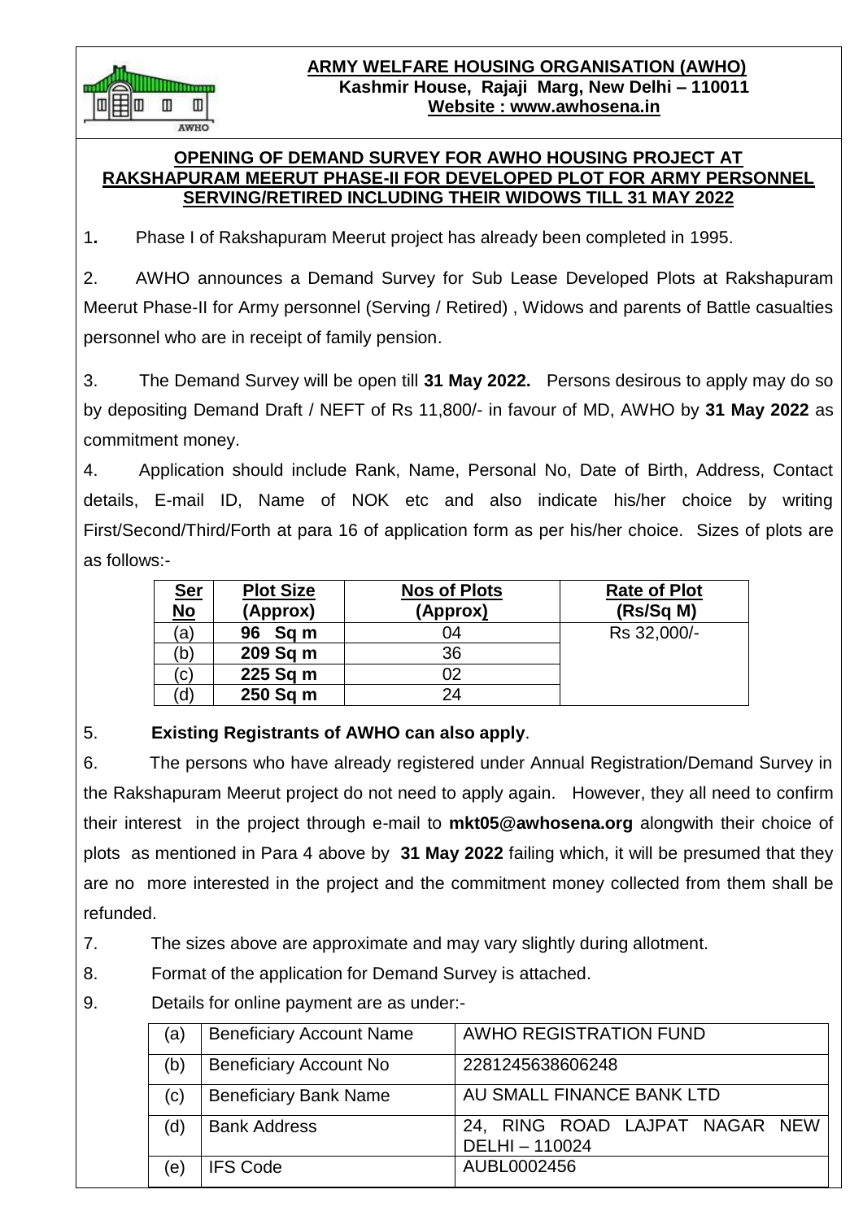**ARMY WELFARE HOUSING ORGANISATION (AWHO)**
**Kashmir House, Rajaji Marg, New Delhi – 110011**
**Website : www.awhosena.in**

## OPENING OF DEMAND SURVEY FOR AWHO HOUSING PROJECT AT RAKSHAPURAM MEERUT PHASE-II FOR DEVELOPED PLOT FOR ARMY PERSONNEL SERVING/RETIRED INCLUDING THEIR WIDOWS TILL 31 MAY 2022

1. Phase I of Rakshapuram Meerut project has already been completed in 1995.

2. AWHO announces a Demand Survey for Sub Lease Developed Plots at Rakshapuram Meerut Phase-II for Army personnel (Serving / Retired) , Widows and parents of Battle casualties personnel who are in receipt of family pension.

3. The Demand Survey will be open till **31 May 2022.** Persons desirous to apply may do so by depositing Demand Draft / NEFT of Rs 11,800/- in favour of MD, AWHO by **31 May 2022** as commitment money.

4. Application should include Rank, Name, Personal No, Date of Birth, Address, Contact details, E-mail ID, Name of NOK etc and also indicate his/her choice by writing First/Second/Third/Forth at para 16 of application form as per his/her choice. Sizes of plots are as follows:-

| Ser No | Plot Size (Approx) | Nos of Plots (Approx) | Rate of Plot (Rs/Sq M) |
|---|---|---|---|
| (a) | **96 Sq m** | 04 | Rs 32,000/- |
| (b) | **209 Sq m** | 36 | |
| (c) | **225 Sq m** | 02 | |
| (d) | **250 Sq m** | 24 | |

5. **Existing Registrants of AWHO can also apply**.

6. The persons who have already registered under Annual Registration/Demand Survey in the Rakshapuram Meerut project do not need to apply again. However, they all need to confirm their interest in the project through e-mail to **mkt05@awhosena.org** alongwith their choice of plots as mentioned in Para 4 above by **31 May 2022** failing which, it will be presumed that they are no more interested in the project and the commitment money collected from them shall be refunded.

7. The sizes above are approximate and may vary slightly during allotment.

8. Format of the application for Demand Survey is attached.

9. Details for online payment are as under:-

| | | |
|---|---|---|
| (a) | Beneficiary Account Name | AWHO REGISTRATION FUND |
| (b) | Beneficiary Account No | 2281245638606248 |
| (c) | Beneficiary Bank Name | AU SMALL FINANCE BANK LTD |
| (d) | Bank Address | 24, RING ROAD LAJPAT NAGAR NEW DELHI – 110024 |
| (e) | IFS Code | AUBL0002456 |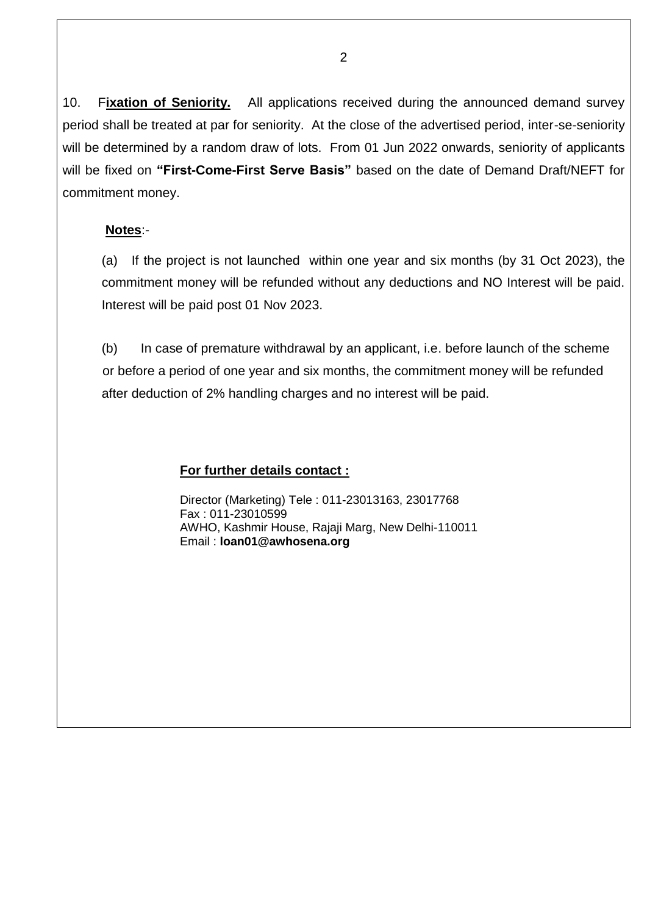10. **Fixation of Seniority.** All applications received during the announced demand survey period shall be treated at par for seniority. At the close of the advertised period, inter-se-seniority will be determined by a random draw of lots. From 01 Jun 2022 onwards, seniority of applicants will be fixed on **"First-Come-First Serve Basis"** based on the date of Demand Draft/NEFT for commitment money.

**Notes**:-

(a) If the project is not launched within one year and six months (by 31 Oct 2023), the commitment money will be refunded without any deductions and NO Interest will be paid. Interest will be paid post 01 Nov 2023.

(b) In case of premature withdrawal by an applicant, i.e. before launch of the scheme or before a period of one year and six months, the commitment money will be refunded after deduction of 2% handling charges and no interest will be paid.

**For further details contact :**

Director (Marketing) Tele : 011-23013163, 23017768
Fax : 011-23010599
AWHO, Kashmir House, Rajaji Marg, New Delhi-110011
Email : **loan01@awhosena.org**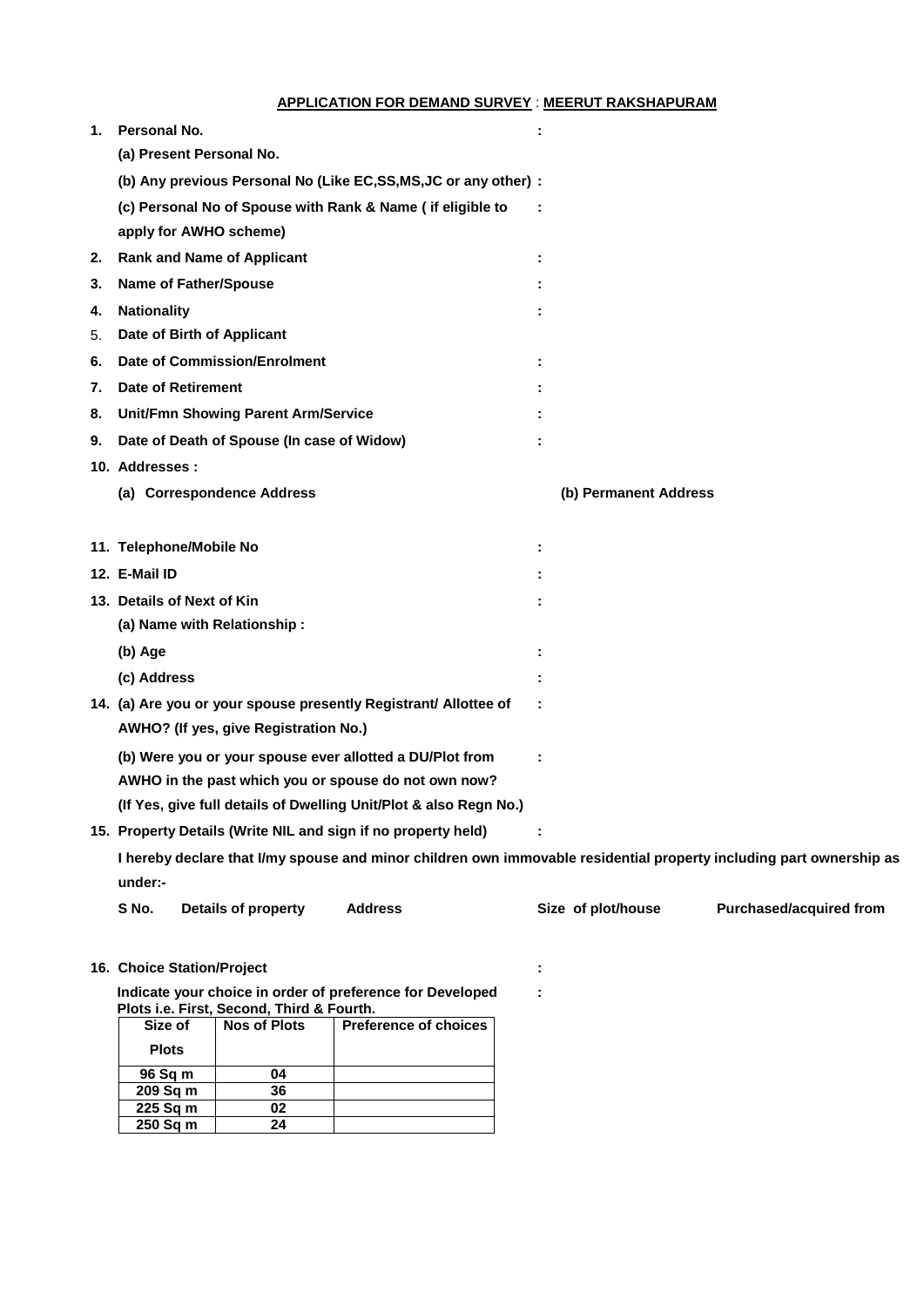## APPLICATION FOR DEMAND SURVEY : MEERUT RAKSHAPURAM

1. **Personal No.** :

   **(a) Present Personal No.**

   **(b) Any previous Personal No (Like EC,SS,MS,JC or any other) :**

   **(c) Personal No of Spouse with Rank & Name ( if eligible to apply for AWHO scheme)** :

2. **Rank and Name of Applicant** :
3. **Name of Father/Spouse** :
4. **Nationality** :
5. **Date of Birth of Applicant**
6. **Date of Commission/Enrolment** :
7. **Date of Retirement** :
8. **Unit/Fmn Showing Parent Arm/Service** :
9. **Date of Death of Spouse (In case of Widow)** :
10. **Addresses :**

    **(a) Correspondence Address** **(b) Permanent Address**

11. **Telephone/Mobile No** :
12. **E-Mail ID** :
13. **Details of Next of Kin** :

    **(a) Name with Relationship :**

    **(b) Age** :

    **(c) Address** :

14. **(a) Are you or your spouse presently Registrant/ Allottee of AWHO? (If yes, give Registration No.)** :

    **(b) Were you or your spouse ever allotted a DU/Plot from AWHO in the past which you or spouse do not own now? (If Yes, give full details of Dwelling Unit/Plot & also Regn No.)** :

15. **Property Details (Write NIL and sign if no property held)** :

    **I hereby declare that I/my spouse and minor children own immovable residential property including part ownership as under:-**

| S No. | Details of property | Address | Size of plot/house | Purchased/acquired from |
|---|---|---|---|---|
| | | | | |

16. **Choice Station/Project** :

    **Indicate your choice in order of preference for Developed Plots i.e. First, Second, Third & Fourth.** :

| Size of Plots | Nos of Plots | Preference of choices |
|---|---|---|
| 96 Sq m | 04 | |
| 209 Sq m | 36 | |
| 225 Sq m | 02 | |
| 250 Sq m | 24 | |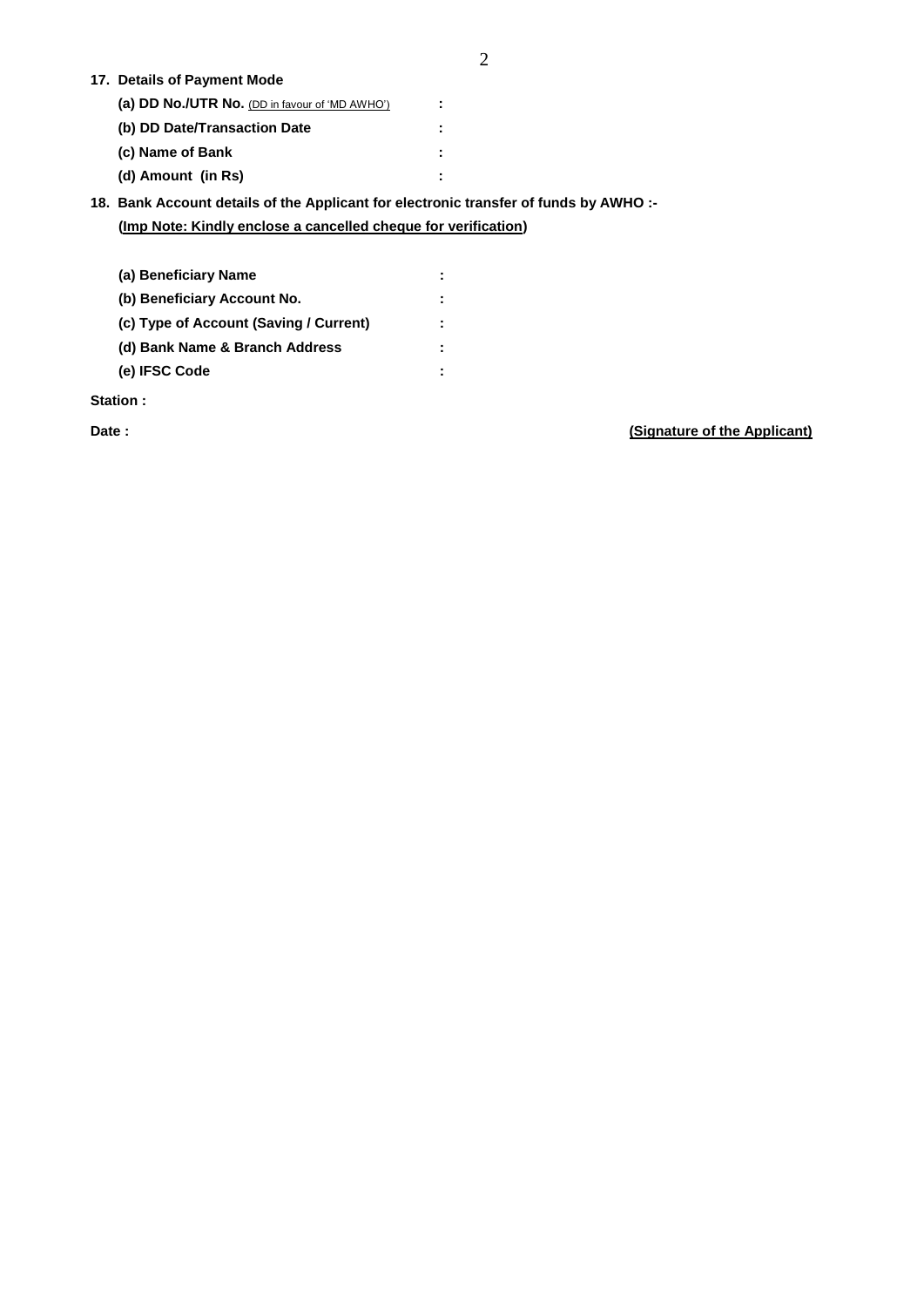**17. Details of Payment Mode**

**(a) DD No./UTR No.** <u>(DD in favour of 'MD AWHO')</u> **:**

**(b) DD Date/Transaction Date :**

**(c) Name of Bank :**

**(d) Amount (in Rs) :**

**18. Bank Account details of the Applicant for electronic transfer of funds by AWHO :-**

**<u>(Imp Note: Kindly enclose a cancelled cheque for verification)</u>**

**(a) Beneficiary Name :**

**(b) Beneficiary Account No. :**

**(c) Type of Account (Saving / Current) :**

**(d) Bank Name & Branch Address :**

**(e) IFSC Code :**

**Station :**

**Date :** **<u>(Signature of the Applicant)</u>**